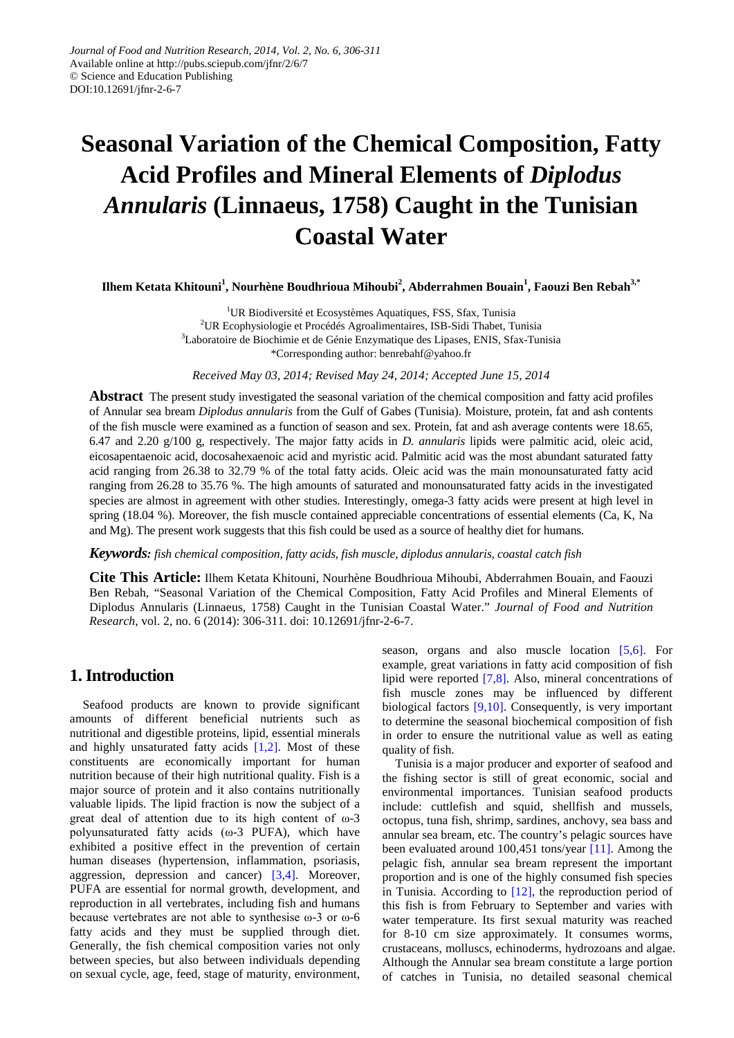# Seasonal Variation of the Chemical Composition, Fatty Acid Profiles and Mineral Elements of *Diplodus Annularis* (Linnaeus, 1758) Caught in the Tunisian Coastal Water

**Ilhem Ketata Khitouni[1], Nourhène Boudhrioua Mihoubi[2], Abderrahmen Bouain[1], Faouzi Ben Rebah[3,*]**

[1]UR Biodiversité et Ecosystèmes Aquatiques, FSS, Sfax, Tunisia
[2]UR Ecophysiologie et Procédés Agroalimentaires, ISB-Sidi Thabet, Tunisia
[3]Laboratoire de Biochimie et de Génie Enzymatique des Lipases, ENIS, Sfax-Tunisia
*Corresponding author: benrebahf@yahoo.fr

*Received May 03, 2014; Revised May 24, 2014; Accepted June 15, 2014*

**Abstract** The present study investigated the seasonal variation of the chemical composition and fatty acid profiles of Annular sea bream *Diplodus annularis* from the Gulf of Gabes (Tunisia). Moisture, protein, fat and ash contents of the fish muscle were examined as a function of season and sex. Protein, fat and ash average contents were 18.65, 6.47 and 2.20 g/100 g, respectively. The major fatty acids in *D. annularis* lipids were palmitic acid, oleic acid, eicosapentaenoic acid, docosahexaenoic acid and myristic acid. Palmitic acid was the most abundant saturated fatty acid ranging from 26.38 to 32.79 % of the total fatty acids. Oleic acid was the main monounsaturated fatty acid ranging from 26.28 to 35.76 %. The high amounts of saturated and monounsaturated fatty acids in the investigated species are almost in agreement with other studies. Interestingly, omega-3 fatty acids were present at high level in spring (18.04 %). Moreover, the fish muscle contained appreciable concentrations of essential elements (Ca, K, Na and Mg). The present work suggests that this fish could be used as a source of healthy diet for humans.

***Keywords:*** *fish chemical composition, fatty acids, fish muscle, diplodus annularis, coastal catch fish*

**Cite This Article:** Ilhem Ketata Khitouni, Nourhène Boudhrioua Mihoubi, Abderrahmen Bouain, and Faouzi Ben Rebah, "Seasonal Variation of the Chemical Composition, Fatty Acid Profiles and Mineral Elements of Diplodus Annularis (Linnaeus, 1758) Caught in the Tunisian Coastal Water." *Journal of Food and Nutrition Research*, vol. 2, no. 6 (2014): 306-311. doi: 10.12691/jfnr-2-6-7.

## 1. Introduction

Seafood products are known to provide significant amounts of different beneficial nutrients such as nutritional and digestible proteins, lipid, essential minerals and highly unsaturated fatty acids [1,2]. Most of these constituents are economically important for human nutrition because of their high nutritional quality. Fish is a major source of protein and it also contains nutritionally valuable lipids. The lipid fraction is now the subject of a great deal of attention due to its high content of ω-3 polyunsaturated fatty acids (ω-3 PUFA), which have exhibited a positive effect in the prevention of certain human diseases (hypertension, inflammation, psoriasis, aggression, depression and cancer) [3,4]. Moreover, PUFA are essential for normal growth, development, and reproduction in all vertebrates, including fish and humans because vertebrates are not able to synthesise ω-3 or ω-6 fatty acids and they must be supplied through diet. Generally, the fish chemical composition varies not only between species, but also between individuals depending on sexual cycle, age, feed, stage of maturity, environment, season, organs and also muscle location [5,6]. For example, great variations in fatty acid composition of fish lipid were reported [7,8]. Also, mineral concentrations of fish muscle zones may be influenced by different biological factors [9,10]. Consequently, is very important to determine the seasonal biochemical composition of fish in order to ensure the nutritional value as well as eating quality of fish.

Tunisia is a major producer and exporter of seafood and the fishing sector is still of great economic, social and environmental importances. Tunisian seafood products include: cuttlefish and squid, shellfish and mussels, octopus, tuna fish, shrimp, sardines, anchovy, sea bass and annular sea bream, etc. The country's pelagic sources have been evaluated around 100,451 tons/year [11]. Among the pelagic fish, annular sea bream represent the important proportion and is one of the highly consumed fish species in Tunisia. According to [12], the reproduction period of this fish is from February to September and varies with water temperature. Its first sexual maturity was reached for 8-10 cm size approximately. It consumes worms, crustaceans, molluscs, echinoderms, hydrozoans and algae. Although the Annular sea bream constitute a large portion of catches in Tunisia, no detailed seasonal chemical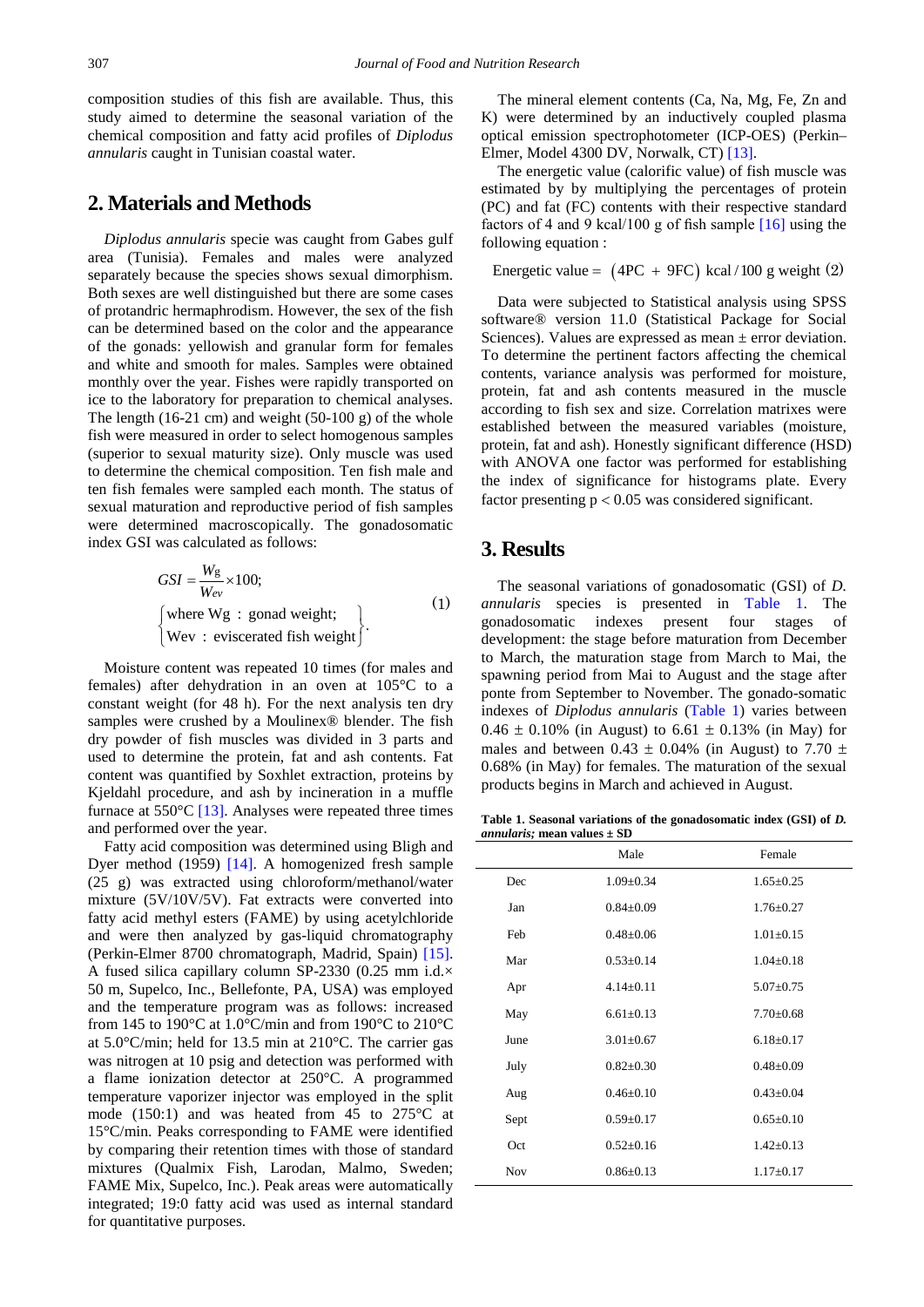composition studies of this fish are available. Thus, this study aimed to determine the seasonal variation of the chemical composition and fatty acid profiles of *Diplodus annularis* caught in Tunisian coastal water.

## 2. Materials and Methods

*Diplodus annularis* specie was caught from Gabes gulf area (Tunisia). Females and males were analyzed separately because the species shows sexual dimorphism. Both sexes are well distinguished but there are some cases of protandric hermaphrodism. However, the sex of the fish can be determined based on the color and the appearance of the gonads: yellowish and granular form for females and white and smooth for males. Samples were obtained monthly over the year. Fishes were rapidly transported on ice to the laboratory for preparation to chemical analyses. The length (16-21 cm) and weight (50-100 g) of the whole fish were measured in order to select homogenous samples (superior to sexual maturity size). Only muscle was used to determine the chemical composition. Ten fish male and ten fish females were sampled each month. The status of sexual maturation and reproductive period of fish samples were determined macroscopically. The gonadosomatic index GSI was calculated as follows:

$$GSI = \frac{W_g}{W_{ev}} \times 100; \quad \left\{ \begin{array}{l} \text{where Wg : gonad weight;} \\ \text{Wev : eviscerated fish weight} \end{array} \right\}. \tag{1}$$

Moisture content was repeated 10 times (for males and females) after dehydration in an oven at 105°C to a constant weight (for 48 h). For the next analysis ten dry samples were crushed by a Moulinex® blender. The fish dry powder of fish muscles was divided in 3 parts and used to determine the protein, fat and ash contents. Fat content was quantified by Soxhlet extraction, proteins by Kjeldahl procedure, and ash by incineration in a muffle furnace at 550°C [13]. Analyses were repeated three times and performed over the year.

Fatty acid composition was determined using Bligh and Dyer method (1959) [14]. A homogenized fresh sample (25 g) was extracted using chloroform/methanol/water mixture (5V/10V/5V). Fat extracts were converted into fatty acid methyl esters (FAME) by using acetylchloride and were then analyzed by gas-liquid chromatography (Perkin-Elmer 8700 chromatograph, Madrid, Spain) [15]. A fused silica capillary column SP-2330 (0.25 mm i.d.× 50 m, Supelco, Inc., Bellefonte, PA, USA) was employed and the temperature program was as follows: increased from 145 to 190°C at 1.0°C/min and from 190°C to 210°C at 5.0°C/min; held for 13.5 min at 210°C. The carrier gas was nitrogen at 10 psig and detection was performed with a flame ionization detector at 250°C. A programmed temperature vaporizer injector was employed in the split mode (150:1) and was heated from 45 to 275°C at 15°C/min. Peaks corresponding to FAME were identified by comparing their retention times with those of standard mixtures (Qualmix Fish, Larodan, Malmo, Sweden; FAME Mix, Supelco, Inc.). Peak areas were automatically integrated; 19:0 fatty acid was used as internal standard for quantitative purposes.

The mineral element contents (Ca, Na, Mg, Fe, Zn and K) were determined by an inductively coupled plasma optical emission spectrophotometer (ICP-OES) (Perkin–Elmer, Model 4300 DV, Norwalk, CT) [13].

The energetic value (calorific value) of fish muscle was estimated by by multiplying the percentages of protein (PC) and fat (FC) contents with their respective standard factors of 4 and 9 kcal/100 g of fish sample [16] using the following equation :

$$\text{Energetic value} = (4PC + 9FC) \text{ kcal/100 g weight} \tag{2}$$

Data were subjected to Statistical analysis using SPSS software® version 11.0 (Statistical Package for Social Sciences). Values are expressed as mean ± error deviation. To determine the pertinent factors affecting the chemical contents, variance analysis was performed for moisture, protein, fat and ash contents measured in the muscle according to fish sex and size. Correlation matrixes were established between the measured variables (moisture, protein, fat and ash). Honestly significant difference (HSD) with ANOVA one factor was performed for establishing the index of significance for histograms plate. Every factor presenting $p < 0.05$ was considered significant.

## 3. Results

The seasonal variations of gonadosomatic (GSI) of *D. annularis* species is presented in Table 1. The gonadosomatic indexes present four stages of development: the stage before maturation from December to March, the maturation stage from March to Mai, the spawning period from Mai to August and the stage after ponte from September to November. The gonado-somatic indexes of *Diplodus annularis* (Table 1) varies between 0.46 ± 0.10% (in August) to 6.61 ± 0.13% (in May) for males and between 0.43 ± 0.04% (in August) to 7.70 ± 0.68% (in May) for females. The maturation of the sexual products begins in March and achieved in August.

**Table 1. Seasonal variations of the gonadosomatic index (GSI) of *D. annularis;* mean values ± SD**

| | Male | Female |
|---|---|---|
| Dec | 1.09±0.34 | 1.65±0.25 |
| Jan | 0.84±0.09 | 1.76±0.27 |
| Feb | 0.48±0.06 | 1.01±0.15 |
| Mar | 0.53±0.14 | 1.04±0.18 |
| Apr | 4.14±0.11 | 5.07±0.75 |
| May | 6.61±0.13 | 7.70±0.68 |
| June | 3.01±0.67 | 6.18±0.17 |
| July | 0.82±0.30 | 0.48±0.09 |
| Aug | 0.46±0.10 | 0.43±0.04 |
| Sept | 0.59±0.17 | 0.65±0.10 |
| Oct | 0.52±0.16 | 1.42±0.13 |
| Nov | 0.86±0.13 | 1.17±0.17 |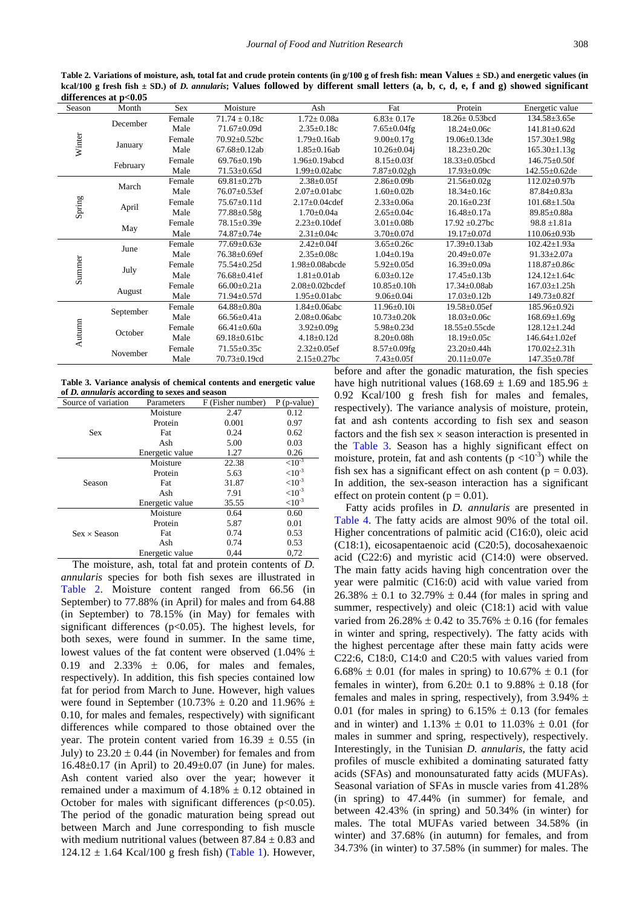**Table 2. Variations of moisture, ash, total fat and crude protein contents (in g/100 g of fresh fish: mean Values ± SD.) and energetic values (in kcal/100 g fresh fish ± SD.) of *D. annularis*; Values followed by different small letters (a, b, c, d, e, f and g) showed significant differences at p<0.05**

| Season | Month | Sex | Moisture | Ash | Fat | Protein | Energetic value |
|---|---|---|---|---|---|---|---|
| Winter | December | Female | 71.74 ± 0.18c | 1.72± 0.08a | 6.83± 0.17e | 18.26± 0.53bcd | 134.58±3.65e |
| | | Male | 71.67±0.09d | 2.35±0.18c | 7.65±0.04fg | 18.24±0.06c | 141.81±0.62d |
| | January | Female | 70.92±0.52bc | 1.79±0.16ab | 9.00±0.17g | 19.06±0.13de | 157.30±1.98g |
| | | Male | 67.68±0.12ab | 1.85±0.16ab | 10.26±0.04j | 18.23±0.20c | 165.30±1.13g |
| | February | Female | 69.76±0.19b | 1.96±0.19abcd | 8.15±0.03f | 18.33±0.05bcd | 146.75±0.50f |
| | | Male | 71.53±0.65d | 1.99±0.02abc | 7.87±0.02gh | 17.93±0.09c | 142.55±0.62de |
| Spring | March | Female | 69.81±0.27b | 2.38±0.05f | 2.86±0.09b | 21.56±0.02g | 112.02±0.97b |
| | | Male | 76.07±0.53ef | 2.07±0.01abc | 1.60±0.02b | 18.34±0.16c | 87.84±0.83a |
| | April | Female | 75.67±0.11d | 2.17±0.04cdef | 2.33±0.06a | 20.16±0.23f | 101.68±1.50a |
| | | Male | 77.88±0.58g | 1.70±0.04a | 2.65±0.04c | 16.48±0.17a | 89.85±0.88a |
| | May | Female | 78.15±0.39e | 2.23±0.10def | 3.01±0.08b | 17.92 ±0.27bc | 98.8 ±1.81a |
| | | Male | 74.87±0.74e | 2.31±0.04c | 3.70±0.07d | 19.17±0.07d | 110.06±0.93b |
| Summer | June | Female | 77.69±0.63e | 2.42±0.04f | 3.65±0.26c | 17.39±0.13ab | 102.42±1.93a |
| | | Male | 76.38±0.69ef | 2.35±0.08c | 1.04±0.19a | 20.49±0.07e | 91.33±2.07a |
| | July | Female | 75.54±0.25d | 1.98±0.08abcde | 5.92±0.05d | 16.39±0.09a | 118.87±0.86c |
| | | Male | 76.68±0.41ef | 1.81±0.01ab | 6.03±0.12e | 17.45±0.13b | 124.12±1.64c |
| | August | Female | 66.00±0.21a | 2.08±0.02bcdef | 10.85±0.10h | 17.34±0.08ab | 167.03±1.25h |
| | | Male | 71.94±0.57d | 1.95±0.01abc | 9.06±0.04i | 17.03±0.12b | 149.73±0.82f |
| Autumn | September | Female | 64.88±0.80a | 1.84±0.06abc | 11.96±0.10i | 19.58±0.05ef | 185.96±0.92i |
| | | Male | 66.56±0.41a | 2.08±0.06abc | 10.73±0.20k | 18.03±0.06c | 168.69±1.69g |
| | October | Female | 66.41±0.60a | 3.92±0.09g | 5.98±0.23d | 18.55±0.55cde | 128.12±1.24d |
| | | Male | 69.18±0.61bc | 4.18±0.12d | 8.20±0.08h | 18.19±0.05c | 146.64±1.02ef |
| | November | Female | 71.55±0.35c | 2.32±0.05ef | 8.57±0.09fg | 23.20±0.44h | 170.02±2.31h |
| | | Male | 70.73±0.19cd | 2.15±0.27bc | 7.43±0.05f | 20.11±0.07e | 147.35±0.78f |

**Table 3. Variance analysis of chemical contents and energetic value of *D. annularis* according to sexes and season**

| Source of variation | Parameters | F (Fisher number) | P (p-value) |
|---|---|---|---|
| Sex | Moisture | 2.47 | 0.12 |
| | Protein | 0.001 | 0.97 |
| | Fat | 0.24 | 0.62 |
| | Ash | 5.00 | 0.03 |
| | Energetic value | 1.27 | 0.26 |
| Season | Moisture | 22.38 | $<10^{-3}$ |
| | Protein | 5.63 | $<10^{-3}$ |
| | Fat | 31.87 | $<10^{-3}$ |
| | Ash | 7.91 | $<10^{-3}$ |
| | Energetic value | 35.55 | $<10^{-3}$ |
| Sex × Season | Moisture | 0.64 | 0.60 |
| | Protein | 5.87 | 0.01 |
| | Fat | 0.74 | 0.53 |
| | Ash | 0.74 | 0.53 |
| | Energetic value | 0,44 | 0,72 |

The moisture, ash, total fat and protein contents of *D. annularis* species for both fish sexes are illustrated in Table 2. Moisture content ranged from 66.56 (in September) to 77.88% (in April) for males and from 64.88 (in September) to 78.15% (in May) for females with significant differences (p<0.05). The highest levels, for both sexes, were found in summer. In the same time, lowest values of the fat content were observed (1.04% ± 0.19 and 2.33% ± 0.06, for males and females, respectively). In addition, this fish species contained low fat for period from March to June. However, high values were found in September (10.73% ± 0.20 and 11.96% ± 0.10, for males and females, respectively) with significant differences while compared to those obtained over the year. The protein content varied from 16.39 ± 0.55 (in July) to 23.20 ± 0.44 (in November) for females and from 16.48±0.17 (in April) to 20.49±0.07 (in June) for males. Ash content varied also over the year; however it remained under a maximum of 4.18% ± 0.12 obtained in October for males with significant differences (p<0.05). The period of the gonadic maturation being spread out between March and June corresponding to fish muscle with medium nutritional values (between 87.84 ± 0.83 and 124.12 ± 1.64 Kcal/100 g fresh fish) (Table 1). However, before and after the gonadic maturation, the fish species have high nutritional values (168.69 ± 1.69 and 185.96 ± 0.92 Kcal/100 g fresh fish for males and females, respectively). The variance analysis of moisture, protein, fat and ash contents according to fish sex and season factors and the fish sex × season interaction is presented in the Table 3. Season has a highly significant effect on moisture, protein, fat and ash contents ($p < 10^{-3}$) while the fish sex has a significant effect on ash content (p = 0.03). In addition, the sex-season interaction has a significant effect on protein content (p = 0.01).

Fatty acids profiles in *D. annularis* are presented in Table 4. The fatty acids are almost 90% of the total oil. Higher concentrations of palmitic acid (C16:0), oleic acid (C18:1), eicosapentaenoic acid (C20:5), docosahexaenoic acid (C22:6) and myristic acid (C14:0) were observed. The main fatty acids having high concentration over the year were palmitic (C16:0) acid with value varied from 26.38% ± 0.1 to 32.79% ± 0.44 (for males in spring and summer, respectively) and oleic (C18:1) acid with value varied from 26.28% ± 0.42 to 35.76% ± 0.16 (for females in winter and spring, respectively). The fatty acids with the highest percentage after these main fatty acids were C22:6, C18:0, C14:0 and C20:5 with values varied from 6.68% ± 0.01 (for males in spring) to 10.67% ± 0.1 (for females in winter), from 6.20± 0.1 to 9.88% ± 0.18 (for females and males in spring, respectively), from 3.94% ± 0.01 (for males in spring) to 6.15% ± 0.13 (for females and in winter) and 1.13% ± 0.01 to 11.03% ± 0.01 (for males in summer and spring, respectively), respectively. Interestingly, in the Tunisian *D. annularis*, the fatty acid profiles of muscle exhibited a dominating saturated fatty acids (SFAs) and monounsaturated fatty acids (MUFAs). Seasonal variation of SFAs in muscle varies from 41.28% (in spring) to 47.44% (in summer) for female, and between 42.43% (in spring) and 50.34% (in winter) for males. The total MUFAs varied between 34.58% (in winter) and 37.68% (in autumn) for females, and from 34.73% (in winter) to 37.58% (in summer) for males. The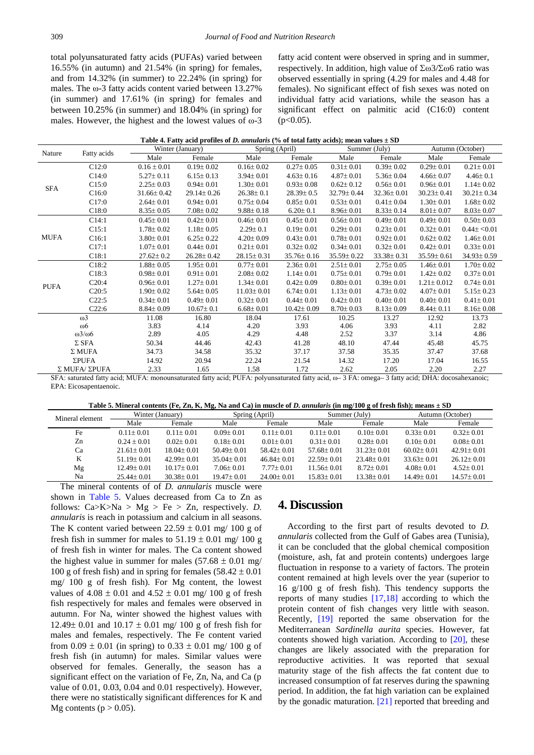total polyunsaturated fatty acids (PUFAs) varied between 16.55% (in autumn) and 21.54% (in spring) for females, and from 14.32% (in summer) to 22.24% (in spring) for males. The ω-3 fatty acids content varied between 13.27% (in summer) and 17.61% (in spring) for females and between 10.25% (in summer) and 18.04% (in spring) for males. However, the highest and the lowest values of ω-3 fatty acid content were observed in spring and in summer, respectively. In addition, high value of Σω3/Σω6 ratio was observed essentially in spring (4.29 for males and 4.48 for females). No significant effect of fish sexes was noted on individual fatty acid variations, while the season has a significant effect on palmitic acid (C16:0) content ($p<0.05$).

**Table 4. Fatty acid profiles of *D. annularis* (% of total fatty acids); mean values ± SD**

| Nature | Fatty acids | Winter (January) | | Spring (April) | | Summer (July) | | Autumn (October) | |
|---|---|---|---|---|---|---|---|---|---|
| | | Male | Female | Male | Female | Male | Female | Male | Female |
| SFA | C12:0 | 0.16 ± 0.01 | 0.19± 0.02 | 0.16± 0.02 | 0.27± 0.05 | 0.31± 0.01 | 0.39± 0.02 | 0.29± 0.01 | 0.21± 0.01 |
| | C14:0 | 5.27± 0.11 | 6.15± 0.13 | 3.94± 0.01 | 4.63± 0.16 | 4.87± 0.01 | 5.36± 0.04 | 4.66± 0.07 | 4.46± 0.1 |
| | C15:0 | 2.25± 0.03 | 0.94± 0.01 | 1.30± 0.01 | 0.93± 0.08 | 0.62± 0.12 | 0.56± 0.01 | 0.96± 0.01 | 1.14± 0.02 |
| | C16:0 | 31.66± 0.42 | 29.14± 0.26 | 26.38± 0.1 | 28.39± 0.5 | 32.79± 0.44 | 32.36± 0.01 | 30.23± 0.41 | 30.21± 0.34 |
| | C17:0 | 2.64± 0.01 | 0.94± 0.01 | 0.75± 0.04 | 0.85± 0.01 | 0.53± 0.01 | 0.41± 0.04 | 1.30± 0.01 | 1.68± 0.02 |
| | C18:0 | 8.35± 0.05 | 7.08± 0.02 | 9.88± 0.18 | 6.20± 0.1 | 8.96± 0.01 | 8.33± 0.14 | 8.01± 0.07 | 8.03± 0.07 |
| MUFA | C14:1 | 0.45± 0.01 | 0.42± 0.01 | 0.46± 0.01 | 0.45± 0.01 | 0.56± 0.01 | 0.49± 0.01 | 0.49± 0.01 | 0.50± 0.03 |
| | C15:1 | 1.78± 0.02 | 1.18± 0.05 | 2.29± 0.1 | 0.19± 0.01 | 0.29± 0.01 | 0.23± 0.01 | 0.32± 0.01 | 0.44± <0.01 |
| | C16:1 | 3.80± 0.01 | 6.25± 0.22 | 4.20± 0.09 | 0.43± 0.01 | 0.78± 0.01 | 0.92± 0.01 | 0.62± 0.02 | 1.46± 0.01 |
| | C17:1 | 1.07± 0.01 | 0.44± 0.01 | 0.21± 0.01 | 0.32± 0.02 | 0.34± 0.01 | 0.32± 0.01 | 0.42± 0.01 | 0.33± 0.01 |
| | C18:1 | 27.62± 0.2 | 26.28± 0.42 | 28.15± 0.31 | 35.76± 0.16 | 35.59± 0.22 | 33.38± 0.31 | 35.59± 0.61 | 34.93± 0.59 |
| PUFA | C18:2 | 1.88± 0.05 | 1.95± 0.01 | 0.77± 0.01 | 2.36± 0.01 | 2.51± 0.01 | 2.75± 0.05 | 1.46± 0.01 | 1.70± 0.02 |
| | C18:3 | 0.98± 0.01 | 0.91± 0.01 | 2.08± 0.02 | 1.14± 0.01 | 0.75± 0.01 | 0.79± 0.01 | 1.42± 0.02 | 0.37± 0.01 |
| | C20:4 | 0.96± 0.01 | 1.27± 0.01 | 1.34± 0.01 | 0.42± 0.09 | 0.80± 0.01 | 0.39± 0.01 | 1.21± 0.012 | 0.74± 0.01 |
| | C20:5 | 1.90± 0.02 | 5.64± 0.05 | 11.03± 0.01 | 6.74± 0.01 | 1.13± 0.01 | 4.73± 0.02 | 4.07± 0.01 | 5.15± 0.23 |
| | C22:5 | 0.34± 0.01 | 0.49± 0.01 | 0.32± 0.01 | 0.44± 0.01 | 0.42± 0.01 | 0.40± 0.01 | 0.40± 0.01 | 0.41± 0.01 |
| | C22:6 | 8.84± 0.09 | 10.67± 0.1 | 6.68± 0.01 | 10.42± 0.09 | 8.70± 0.03 | 8.13± 0.09 | 8.44± 0.11 | 8.16± 0.08 |
| ω3 | | 11.08 | 16.80 | 18.04 | 17.61 | 10.25 | 13.27 | 12.92 | 13.73 |
| ω6 | | 3.83 | 4.14 | 4.20 | 3.93 | 4.06 | 3.93 | 4.11 | 2.82 |
| ω3/ω6 | | 2.89 | 4.05 | 4.29 | 4.48 | 2.52 | 3.37 | 3.14 | 4.86 |
| Σ SFA | | 50.34 | 44.46 | 42.43 | 41.28 | 48.10 | 47.44 | 45.48 | 45.75 |
| Σ MUFA | | 34.73 | 34.58 | 35.32 | 37.17 | 37.58 | 35.35 | 37.47 | 37.68 |
| ΣPUFA | | 14.92 | 20.94 | 22.24 | 21.54 | 14.32 | 17.20 | 17.04 | 16.55 |
| Σ MUFA/ ΣPUFA | | 2.33 | 1.65 | 1.58 | 1.72 | 2.62 | 2.05 | 2.20 | 2.27 |

SFA: saturated fatty acid; MUFA: monounsaturated fatty acid; PUFA: polyunsaturated fatty acid, ω– 3 FA: omega– 3 fatty acid; DHA: docosahexanoic; EPA: Eicosapentaenoic.

**Table 5. Mineral contents (Fe, Zn, K, Mg, Na and Ca) in muscle of *D. annularis* (in mg/100 g of fresh fish); means ± SD**

| Mineral element | Winter (January) | | Spring (April) | | Summer (July) | | Autumn (October) | |
|---|---|---|---|---|---|---|---|---|
| | Male | Female | Male | Female | Male | Female | Male | Female |
| Fe | 0.11± 0.01 | 0.11± 0.01 | 0.09± 0.01 | 0.11± 0.01 | 0.11± 0.01 | 0.10± 0.01 | 0.33± 0.01 | 0.32± 0.01 |
| Zn | 0.24 ± 0.01 | 0.02± 0.01 | 0.18± 0.01 | 0.01± 0.01 | 0.31± 0.01 | 0.28± 0.01 | 0.10± 0.01 | 0.08± 0.01 |
| Ca | 21.61± 0.01 | 18.04± 0.01 | 50.49± 0.01 | 58.42± 0.01 | 57.68± 0.01 | 31.23± 0.01 | 60.02± 0.01 | 42.91± 0.01 |
| K | 51.19± 0.01 | 42.99± 0.01 | 35.04± 0.01 | 46.84± 0.01 | 22.59± 0.01 | 23.48± 0.01 | 33.63± 0.01 | 26.12± 0.01 |
| Mg | 12.49± 0.01 | 10.17± 0.01 | 7.06± 0.01 | 7.77± 0.01 | 11.56± 0.01 | 8.72± 0.01 | 4.08± 0.01 | 4.52± 0.01 |
| Na | 25.44± 0.01 | 30.38± 0.01 | 19.47± 0.01 | 24.00± 0.01 | 15.83± 0.01 | 13.38± 0.01 | 14.49± 0.01 | 14.57± 0.01 |

The mineral contents of of *D. annularis* muscle were shown in Table 5. Values decreased from Ca to Zn as follows: Ca>K>Na > Mg > Fe > Zn, respectively. *D. annularis* is reach in potassium and calcium in all seasons. The K content varied between 22.59 ± 0.01 mg/ 100 g of fresh fish in summer for males to 51.19 ± 0.01 mg/ 100 g of fresh fish in winter for males. The Ca content showed the highest value in summer for males (57.68 ± 0.01 mg/ 100 g of fresh fish) and in spring for females (58.42 ± 0.01 mg/ 100 g of fresh fish). For Mg content, the lowest values of 4.08 ± 0.01 and 4.52 ± 0.01 mg/ 100 g of fresh fish respectively for males and females were observed in autumn. For Na, winter showed the highest values with 12.49± 0.01 and 10.17 ± 0.01 mg/ 100 g of fresh fish for males and females, respectively. The Fe content varied from 0.09 ± 0.01 (in spring) to 0.33 ± 0.01 mg/ 100 g of fresh fish (in autumn) for males. Similar values were observed for females. Generally, the season has a significant effect on the variation of Fe, Zn, Na, and Ca (p value of 0.01, 0.03, 0.04 and 0.01 respectively). However, there were no statistically significant differences for K and Mg contents ($p > 0.05$).

## 4. Discussion

According to the first part of results devoted to *D. annularis* collected from the Gulf of Gabes area (Tunisia), it can be concluded that the global chemical composition (moisture, ash, fat and protein contents) undergoes large fluctuation in response to a variety of factors. The protein content remained at high levels over the year (superior to 16 g/100 g of fresh fish). This tendency supports the reports of many studies [17,18] according to which the protein content of fish changes very little with season. Recently, [19] reported the same observation for the Mediterranean *Sardinella aurita* species. However, fat contents showed high variation. According to [20], these changes are likely associated with the preparation for reproductive activities. It was reported that sexual maturity stage of the fish affects the fat content due to increased consumption of fat reserves during the spawning period. In addition, the fat high variation can be explained by the gonadic maturation. [21] reported that breeding and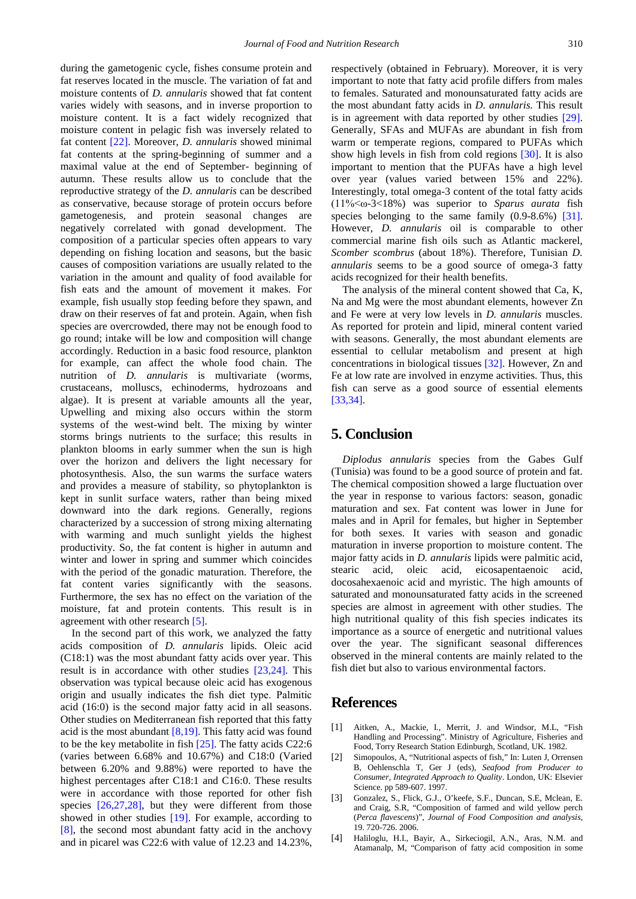during the gametogenic cycle, fishes consume protein and fat reserves located in the muscle. The variation of fat and moisture contents of *D. annularis* showed that fat content varies widely with seasons, and in inverse proportion to moisture content. It is a fact widely recognized that moisture content in pelagic fish was inversely related to fat content [22]. Moreover, *D. annularis* showed minimal fat contents at the spring-beginning of summer and a maximal value at the end of September- beginning of autumn. These results allow us to conclude that the reproductive strategy of the *D. annularis* can be described as conservative, because storage of protein occurs before gametogenesis, and protein seasonal changes are negatively correlated with gonad development. The composition of a particular species often appears to vary depending on fishing location and seasons, but the basic causes of composition variations are usually related to the variation in the amount and quality of food available for fish eats and the amount of movement it makes. For example, fish usually stop feeding before they spawn, and draw on their reserves of fat and protein. Again, when fish species are overcrowded, there may not be enough food to go round; intake will be low and composition will change accordingly. Reduction in a basic food resource, plankton for example, can affect the whole food chain. The nutrition of *D. annularis* is multivariate (worms, crustaceans, molluscs, echinoderms, hydrozoans and algae). It is present at variable amounts all the year, Upwelling and mixing also occurs within the storm systems of the west-wind belt. The mixing by winter storms brings nutrients to the surface; this results in plankton blooms in early summer when the sun is high over the horizon and delivers the light necessary for photosynthesis. Also, the sun warms the surface waters and provides a measure of stability, so phytoplankton is kept in sunlit surface waters, rather than being mixed downward into the dark regions. Generally, regions characterized by a succession of strong mixing alternating with warming and much sunlight yields the highest productivity. So, the fat content is higher in autumn and winter and lower in spring and summer which coincides with the period of the gonadic maturation. Therefore, the fat content varies significantly with the seasons. Furthermore, the sex has no effect on the variation of the moisture, fat and protein contents. This result is in agreement with other research [5].

In the second part of this work, we analyzed the fatty acids composition of *D. annularis* lipids. Oleic acid (C18:1) was the most abundant fatty acids over year. This result is in accordance with other studies [23,24]. This observation was typical because oleic acid has exogenous origin and usually indicates the fish diet type. Palmitic acid (16:0) is the second major fatty acid in all seasons. Other studies on Mediterranean fish reported that this fatty acid is the most abundant [8,19]. This fatty acid was found to be the key metabolite in fish [25]. The fatty acids C22:6 (varies between 6.68% and 10.67%) and C18:0 (Varied between 6.20% and 9.88%) were reported to have the highest percentages after C18:1 and C16:0. These results were in accordance with those reported for other fish species [26,27,28], but they were different from those showed in other studies [19]. For example, according to [8], the second most abundant fatty acid in the anchovy and in picarel was C22:6 with value of 12.23 and 14.23%, respectively (obtained in February). Moreover, it is very important to note that fatty acid profile differs from males to females. Saturated and monounsaturated fatty acids are the most abundant fatty acids in *D. annularis.* This result is in agreement with data reported by other studies [29]. Generally, SFAs and MUFAs are abundant in fish from warm or temperate regions, compared to PUFAs which show high levels in fish from cold regions [30]. It is also important to mention that the PUFAs have a high level over year (values varied between 15% and 22%). Interestingly, total omega-3 content of the total fatty acids ($11\%<\omega\text{-}3<18\%$) was superior to *Sparus aurata* fish species belonging to the same family (0.9-8.6%) [31]. However, *D. annularis* oil is comparable to other commercial marine fish oils such as Atlantic mackerel, *Scomber scombrus* (about 18%). Therefore, Tunisian *D. annularis* seems to be a good source of omega-3 fatty acids recognized for their health benefits.

The analysis of the mineral content showed that Ca, K, Na and Mg were the most abundant elements, however Zn and Fe were at very low levels in *D. annularis* muscles. As reported for protein and lipid, mineral content varied with seasons. Generally, the most abundant elements are essential to cellular metabolism and present at high concentrations in biological tissues [32]. However, Zn and Fe at low rate are involved in enzyme activities. Thus, this fish can serve as a good source of essential elements [33,34].

## 5. Conclusion

*Diplodus annularis* species from the Gabes Gulf (Tunisia) was found to be a good source of protein and fat. The chemical composition showed a large fluctuation over the year in response to various factors: season, gonadic maturation and sex. Fat content was lower in June for males and in April for females, but higher in September for both sexes. It varies with season and gonadic maturation in inverse proportion to moisture content. The major fatty acids in *D. annularis* lipids were palmitic acid, stearic acid, oleic acid, eicosapentaenoic acid, docosahexaenoic acid and myristic. The high amounts of saturated and monounsaturated fatty acids in the screened species are almost in agreement with other studies. The high nutritional quality of this fish species indicates its importance as a source of energetic and nutritional values over the year. The significant seasonal differences observed in the mineral contents are mainly related to the fish diet but also to various environmental factors.

## References

[1] Aitken, A., Mackie, I., Merrit, J. and Windsor, M.L, "Fish Handling and Processing". Ministry of Agriculture, Fisheries and Food, Torry Research Station Edinburgh, Scotland, UK. 1982.

[2] Simopoulos, A, "Nutritional aspects of fish," In: Luten J, Orrensen B, Oehlenschla T, Ger J (eds), *Seafood from Producer to Consumer, Integrated Approach to Quality*. London, UK: Elsevier Science. pp 589-607. 1997.

[3] Gonzalez, S., Flick, G.J., O'keefe, S.F., Duncan, S.E, Mclean, E. and Craig, S.R, "Composition of farmed and wild yellow perch (*Perca flavescens*)", *Journal of Food Composition and analysis,* 19. 720-726. 2006.

[4] Haliloglu, H.I., Bayir, A., Sirkecioglu, A.N., Aras, N.M. and Atamanalp, M, "Comparison of fatty acid composition in some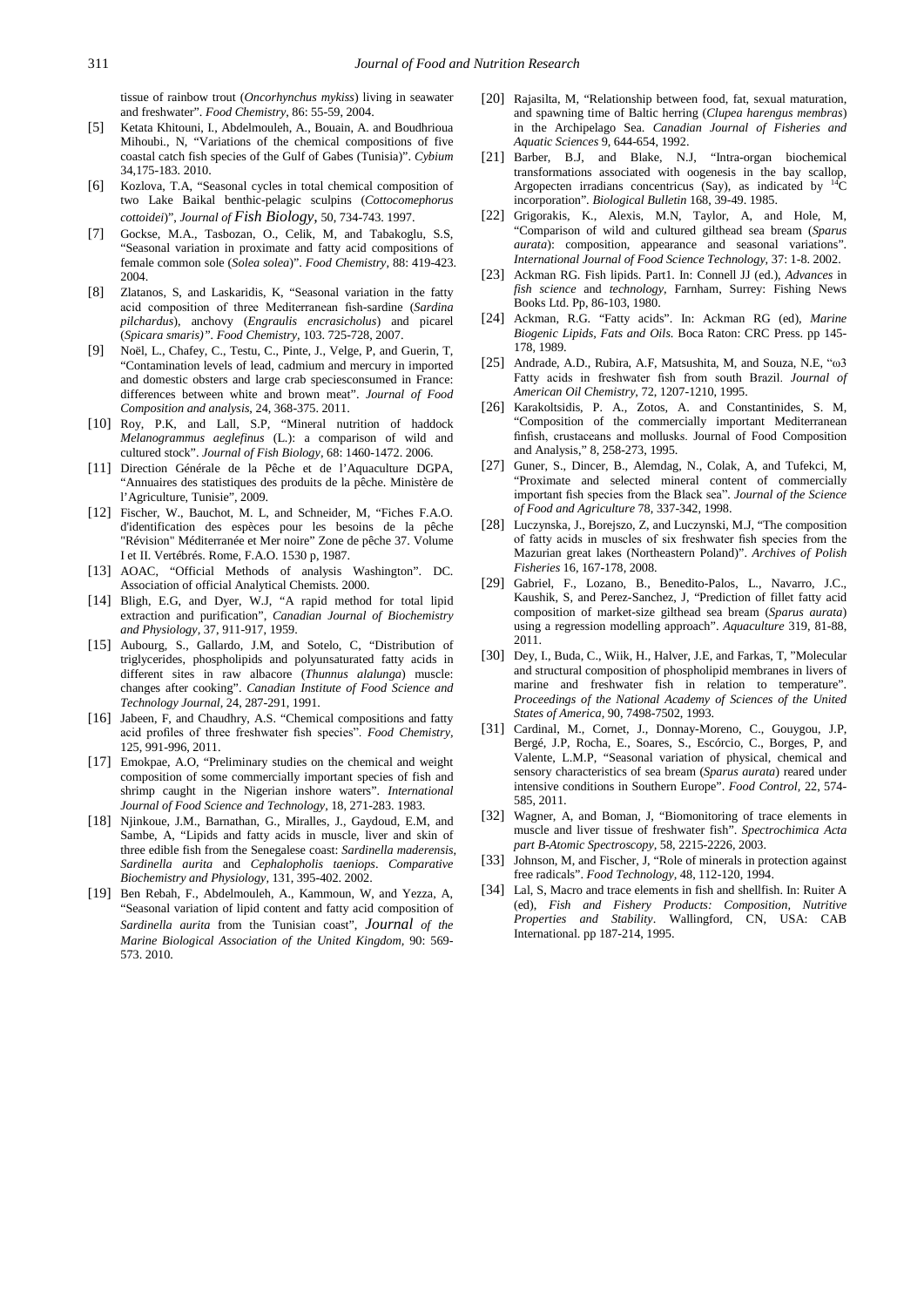tissue of rainbow trout (*Oncorhynchus mykiss*) living in seawater and freshwater". *Food Chemistry*, 86: 55-59, 2004.

[5] Ketata Khitouni, I., Abdelmouleh, A., Bouain, A. and Boudhrioua Mihoubi., N, "Variations of the chemical compositions of five coastal catch fish species of the Gulf of Gabes (Tunisia)". *Cybium* 34,175-183. 2010.

[6] Kozlova, T.A, "Seasonal cycles in total chemical composition of two Lake Baikal benthic-pelagic sculpins (*Cottocomephorus cottoidei*)", *Journal of Fish Biology*, 50, 734-743. 1997.

[7] Gockse, M.A., Tasbozan, O., Celik, M, and Tabakoglu, S.S, "Seasonal variation in proximate and fatty acid compositions of female common sole (*Solea solea*)". *Food Chemistry*, 88: 419-423. 2004.

[8] Zlatanos, S, and Laskaridis, K, "Seasonal variation in the fatty acid composition of three Mediterranean fish-sardine (*Sardina pilchardus*), anchovy (*Engraulis encrasicholus*) and picarel (*Spicara smaris)". Food Chemistry*, 103. 725-728, 2007.

[9] Noël, L., Chafey, C., Testu, C., Pinte, J., Velge, P, and Guerin, T, "Contamination levels of lead, cadmium and mercury in imported and domestic obsters and large crab speciesconsumed in France: differences between white and brown meat". *Journal of Food Composition and analysis*, 24, 368-375. 2011.

[10] Roy, P.K, and Lall, S.P, "Mineral nutrition of haddock *Melanogrammus aeglefinus* (L.): a comparison of wild and cultured stock". *Journal of Fish Biology*, 68: 1460-1472. 2006.

[11] Direction Générale de la Pêche et de l'Aquaculture DGPA, "Annuaires des statistiques des produits de la pêche. Ministère de l'Agriculture, Tunisie", 2009.

[12] Fischer, W., Bauchot, M. L, and Schneider, M, "Fiches F.A.O. d'identification des espèces pour les besoins de la pêche "Révision" Méditerranée et Mer noire" Zone de pêche 37. Volume I et II. Vertébrés. Rome, F.A.O. 1530 p, 1987.

[13] AOAC, "Official Methods of analysis Washington". DC. Association of official Analytical Chemists. 2000.

[14] Bligh, E.G, and Dyer, W.J, "A rapid method for total lipid extraction and purification", *Canadian Journal of Biochemistry and Physiology*, 37, 911-917, 1959.

[15] Aubourg, S., Gallardo, J.M, and Sotelo, C, "Distribution of triglycerides, phospholipids and polyunsaturated fatty acids in different sites in raw albacore (*Thunnus alalunga*) muscle: changes after cooking". *Canadian Institute of Food Science and Technology Journal*, 24, 287-291, 1991.

[16] Jabeen, F, and Chaudhry, A.S. "Chemical compositions and fatty acid profiles of three freshwater fish species". *Food Chemistry*, 125, 991-996, 2011.

[17] Emokpae, A.O, "Preliminary studies on the chemical and weight composition of some commercially important species of fish and shrimp caught in the Nigerian inshore waters". *International Journal of Food Science and Technology*, 18, 271-283. 1983.

[18] Njinkoue, J.M., Barnathan, G., Miralles, J., Gaydoud, E.M, and Sambe, A, "Lipids and fatty acids in muscle, liver and skin of three edible fish from the Senegalese coast: *Sardinella maderensis*, *Sardinella aurita* and *Cephalopholis taeniops*. *Comparative Biochemistry and Physiology*, 131, 395-402. 2002.

[19] Ben Rebah, F., Abdelmouleh, A., Kammoun, W, and Yezza, A, "Seasonal variation of lipid content and fatty acid composition of *Sardinella aurita* from the Tunisian coast", *Journal of the Marine Biological Association of the United Kingdom*, 90: 569-573. 2010.

[20] Rajasilta, M, "Relationship between food, fat, sexual maturation, and spawning time of Baltic herring (*Clupea harengus membras*) in the Archipelago Sea. *Canadian Journal of Fisheries and Aquatic Sciences* 9, 644-654, 1992.

[21] Barber, B.J, and Blake, N.J, "Intra-organ biochemical transformations associated with oogenesis in the bay scallop, Argopecten irradians concentricus (Say), as indicated by $^{14}C$ incorporation". *Biological Bulletin* 168, 39-49. 1985.

[22] Grigorakis, K., Alexis, M.N, Taylor, A, and Hole, M, "Comparison of wild and cultured gilthead sea bream (*Sparus aurata*): composition, appearance and seasonal variations". *International Journal of Food Science Technology*, 37: 1-8. 2002.

[23] Ackman RG. Fish lipids. Part1. In: Connell JJ (ed.), *Advances* in *fish science* and *technology*, Farnham, Surrey: Fishing News Books Ltd. Pp, 86-103, 1980.

[24] Ackman, R.G. "Fatty acids". In: Ackman RG (ed), *Marine Biogenic Lipids, Fats and Oils*. Boca Raton: CRC Press. pp 145-178, 1989.

[25] Andrade, A.D., Rubira, A.F, Matsushita, M, and Souza, N.E, "ω3 Fatty acids in freshwater fish from south Brazil. *Journal of American Oil Chemistry*, 72, 1207-1210, 1995.

[26] Karakoltsidis, P. A., Zotos, A. and Constantinides, S. M, "Composition of the commercially important Mediterranean finfish, crustaceans and mollusks. Journal of Food Composition and Analysis," 8, 258-273, 1995.

[27] Guner, S., Dincer, B., Alemdag, N., Colak, A, and Tufekci, M, "Proximate and selected mineral content of commercially important fish species from the Black sea". *Journal of the Science of Food and Agriculture* 78, 337-342, 1998.

[28] Luczynska, J., Borejszo, Z, and Luczynski, M.J, "The composition of fatty acids in muscles of six freshwater fish species from the Mazurian great lakes (Northeastern Poland)". *Archives of Polish Fisheries* 16, 167-178, 2008.

[29] Gabriel, F., Lozano, B., Benedito-Palos, L., Navarro, J.C., Kaushik, S, and Perez-Sanchez, J, "Prediction of fillet fatty acid composition of market-size gilthead sea bream (*Sparus aurata*) using a regression modelling approach". *Aquaculture* 319, 81-88, 2011.

[30] Dey, I., Buda, C., Wiik, H., Halver, J.E, and Farkas, T, "Molecular and structural composition of phospholipid membranes in livers of marine and freshwater fish in relation to temperature". *Proceedings of the National Academy of Sciences of the United States of America*, 90, 7498-7502, 1993.

[31] Cardinal, M., Cornet, J., Donnay-Moreno, C., Gouygou, J.P, Bergé, J.P, Rocha, E., Soares, S., Escórcio, C., Borges, P, and Valente, L.M.P, "Seasonal variation of physical, chemical and sensory characteristics of sea bream (*Sparus aurata*) reared under intensive conditions in Southern Europe". *Food Control*, 22, 574-585, 2011.

[32] Wagner, A, and Boman, J, "Biomonitoring of trace elements in muscle and liver tissue of freshwater fish". *Spectrochimica Acta part B-Atomic Spectroscopy*, 58, 2215-2226, 2003.

[33] Johnson, M, and Fischer, J, "Role of minerals in protection against free radicals". *Food Technology*, 48, 112-120, 1994.

[34] Lal, S, Macro and trace elements in fish and shellfish. In: Ruiter A (ed), *Fish and Fishery Products: Composition, Nutritive Properties and Stability*. Wallingford, CN, USA: CAB International. pp 187-214, 1995.